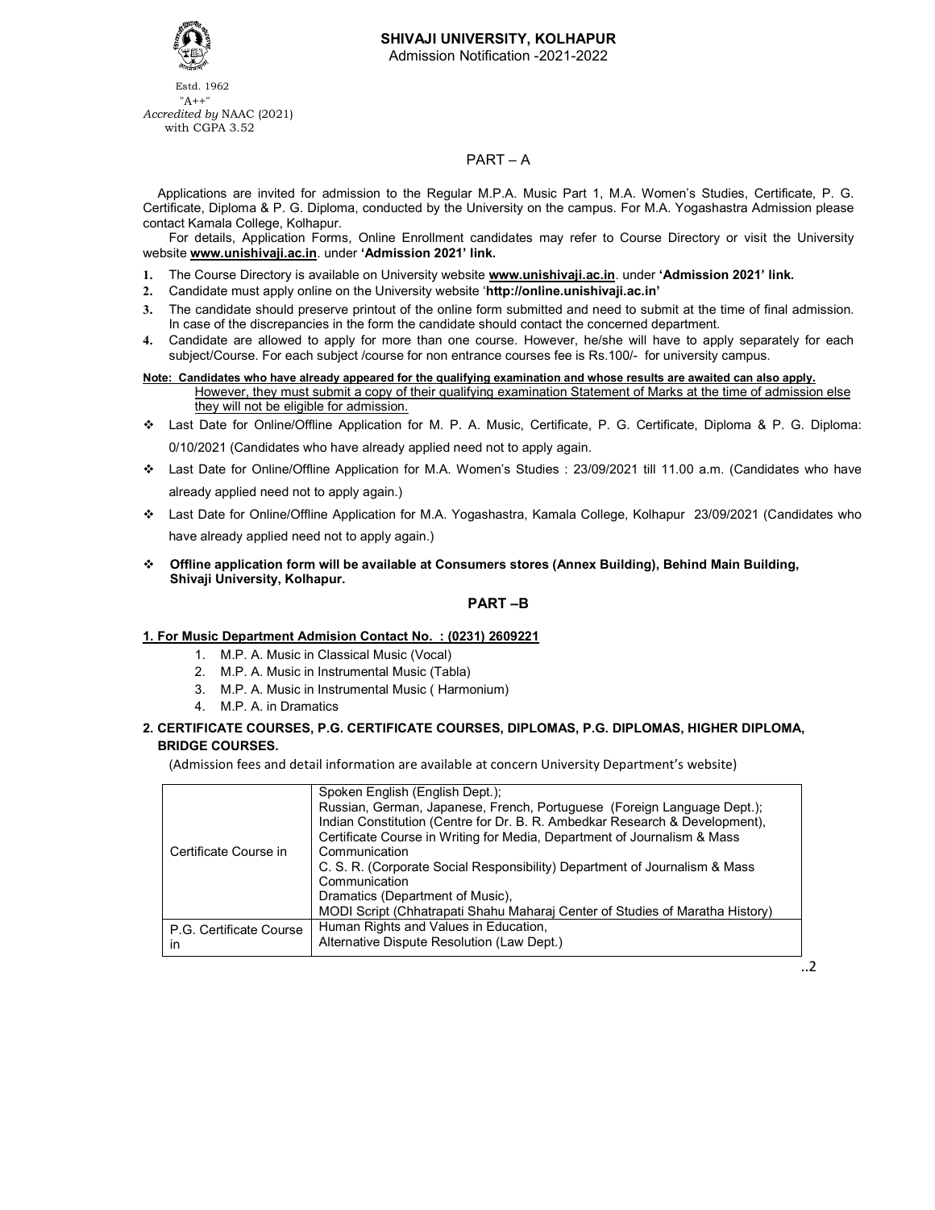Estd. 1962
"A++"
*Accredited by* NAAC (2021)
with CGPA 3.52

# SHIVAJI UNIVERSITY, KOLHAPUR

Admission Notification -2021-2022

## PART – A

Applications are invited for admission to the Regular M.P.A. Music Part 1, M.A. Women's Studies, Certificate, P. G. Certificate, Diploma & P. G. Diploma, conducted by the University on the campus. For M.A. Yogashastra Admission please contact Kamala College, Kolhapur.

For details, Application Forms, Online Enrollment candidates may refer to Course Directory or visit the University website **www.unishivaji.ac.in**. under **'Admission 2021' link.**

1. The Course Directory is available on University website **www.unishivaji.ac.in**. under **'Admission 2021' link.**
2. Candidate must apply online on the University website '**http://online.unishivaji.ac.in'**
3. The candidate should preserve printout of the online form submitted and need to submit at the time of final admission. In case of the discrepancies in the form the candidate should contact the concerned department.
4. Candidate are allowed to apply for more than one course. However, he/she will have to apply separately for each subject/Course. For each subject /course for non entrance courses fee is Rs.100/- for university campus.

**Note: Candidates who have already appeared for the qualifying examination and whose results are awaited can also apply.** However, they must submit a copy of their qualifying examination Statement of Marks at the time of admission else they will not be eligible for admission.

- Last Date for Online/Offline Application for M. P. A. Music, Certificate, P. G. Certificate, Diploma & P. G. Diploma: 0/10/2021 (Candidates who have already applied need not to apply again.
- Last Date for Online/Offline Application for M.A. Women's Studies : 23/09/2021 till 11.00 a.m. (Candidates who have already applied need not to apply again.)
- Last Date for Online/Offline Application for M.A. Yogashastra, Kamala College, Kolhapur 23/09/2021 (Candidates who have already applied need not to apply again.)
- **Offline application form will be available at Consumers stores (Annex Building), Behind Main Building, Shivaji University, Kolhapur.**

## PART –B

**1. For Music Department Admision Contact No. : (0231) 2609221**

1. M.P. A. Music in Classical Music (Vocal)
2. M.P. A. Music in Instrumental Music (Tabla)
3. M.P. A. Music in Instrumental Music ( Harmonium)
4. M.P. A. in Dramatics

**2. CERTIFICATE COURSES, P.G. CERTIFICATE COURSES, DIPLOMAS, P.G. DIPLOMAS, HIGHER DIPLOMA, BRIDGE COURSES.**

(Admission fees and detail information are available at concern University Department's website)

| | |
|---|---|
| Certificate Course in | Spoken English (English Dept.);<br>Russian, German, Japanese, French, Portuguese (Foreign Language Dept.);<br>Indian Constitution (Centre for Dr. B. R. Ambedkar Research & Development),<br>Certificate Course in Writing for Media, Department of Journalism & Mass Communication<br>C. S. R. (Corporate Social Responsibility) Department of Journalism & Mass Communication<br>Dramatics (Department of Music),<br>MODI Script (Chhatrapati Shahu Maharaj Center of Studies of Maratha History) |
| P.G. Certificate Course in | Human Rights and Values in Education,<br>Alternative Dispute Resolution (Law Dept.) |

..2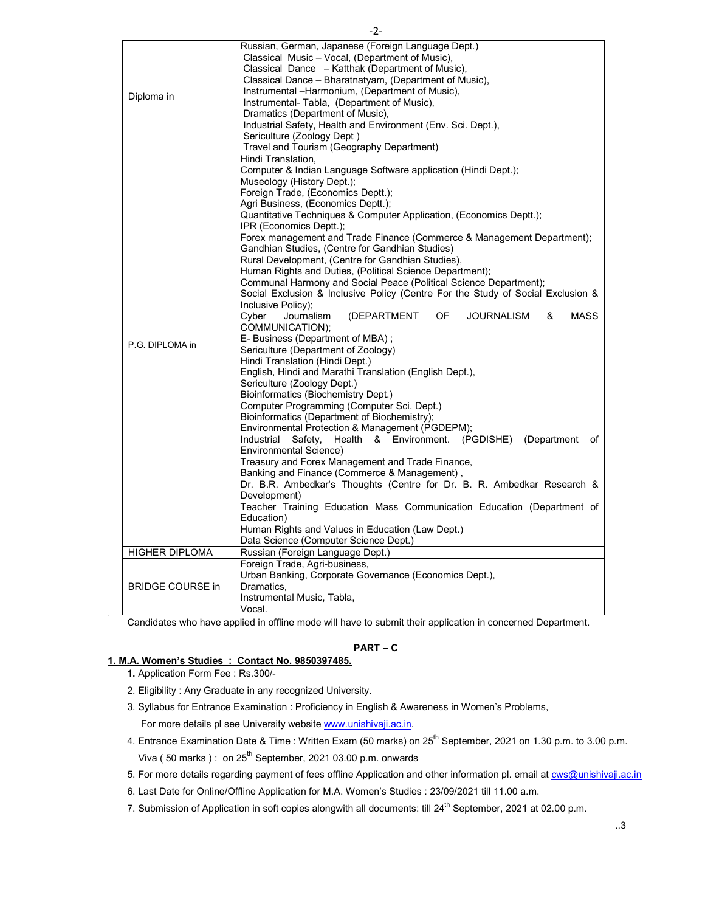| | |
|---|---|
| Diploma in | Russian, German, Japanese (Foreign Language Dept.)<br>Classical Music – Vocal, (Department of Music),<br>Classical Dance – Katthak (Department of Music),<br>Classical Dance – Bharatnatyam, (Department of Music),<br>Instrumental –Harmonium, (Department of Music),<br>Instrumental- Tabla, (Department of Music),<br>Dramatics (Department of Music),<br>Industrial Safety, Health and Environment (Env. Sci. Dept.),<br>Sericulture (Zoology Dept )<br>Travel and Tourism (Geography Department) |
| P.G. DIPLOMA in | Hindi Translation,<br>Computer & Indian Language Software application (Hindi Dept.);<br>Museology (History Dept.);<br>Foreign Trade, (Economics Deptt.);<br>Agri Business, (Economics Deptt.);<br>Quantitative Techniques & Computer Application, (Economics Deptt.);<br>IPR (Economics Deptt.);<br>Forex management and Trade Finance (Commerce & Management Department);<br>Gandhian Studies, (Centre for Gandhian Studies)<br>Rural Development, (Centre for Gandhian Studies),<br>Human Rights and Duties, (Political Science Department);<br>Communal Harmony and Social Peace (Political Science Department);<br>Social Exclusion & Inclusive Policy (Centre For the Study of Social Exclusion & Inclusive Policy);<br>Cyber Journalism (DEPARTMENT OF JOURNALISM & MASS COMMUNICATION);<br>E- Business (Department of MBA) ;<br>Sericulture (Department of Zoology)<br>Hindi Translation (Hindi Dept.)<br>English, Hindi and Marathi Translation (English Dept.),<br>Sericulture (Zoology Dept.)<br>Bioinformatics (Biochemistry Dept.)<br>Computer Programming (Computer Sci. Dept.)<br>Bioinformatics (Department of Biochemistry);<br>Environmental Protection & Management (PGDEPM);<br>Industrial Safety, Health & Environment. (PGDISHE) (Department of Environmental Science)<br>Treasury and Forex Management and Trade Finance,<br>Banking and Finance (Commerce & Management) ,<br>Dr. B.R. Ambedkar's Thoughts (Centre for Dr. B. R. Ambedkar Research & Development)<br>Teacher Training Education Mass Communication Education (Department of Education)<br>Human Rights and Values in Education (Law Dept.)<br>Data Science (Computer Science Dept.) |
| HIGHER DIPLOMA | Russian (Foreign Language Dept.) |
| BRIDGE COURSE in | Foreign Trade, Agri-business,<br>Urban Banking, Corporate Governance (Economics Dept.),<br>Dramatics,<br>Instrumental Music, Tabla,<br>Vocal. |

Candidates who have applied in offline mode will have to submit their application in concerned Department.

## PART – C

### 1. M.A. Women's Studies : Contact No. 9850397485.

1. Application Form Fee : Rs.300/-
2. Eligibility : Any Graduate in any recognized University.
3. Syllabus for Entrance Examination : Proficiency in English & Awareness in Women's Problems,
   For more details pl see University website www.unishivaji.ac.in.
4. Entrance Examination Date & Time : Written Exam (50 marks) on 25th September, 2021 on 1.30 p.m. to 3.00 p.m.
   Viva ( 50 marks ) : on 25th September, 2021 03.00 p.m. onwards
5. For more details regarding payment of fees offline Application and other information pl. email at cws@unishivaji.ac.in
6. Last Date for Online/Offline Application for M.A. Women's Studies : 23/09/2021 till 11.00 a.m.
7. Submission of Application in soft copies alongwith all documents: till 24th September, 2021 at 02.00 p.m.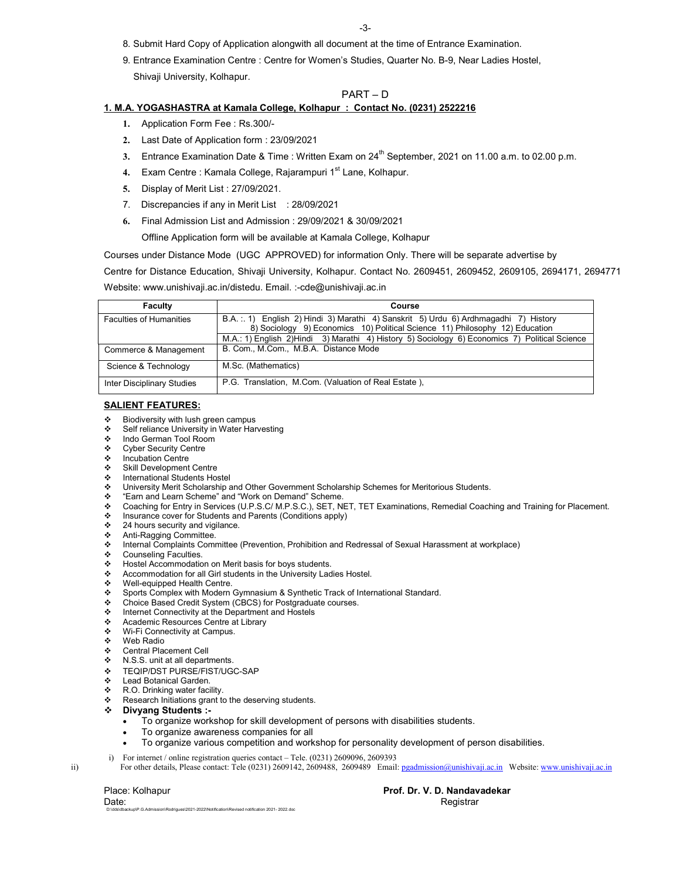8. Submit Hard Copy of Application alongwith all document at the time of Entrance Examination.
9. Entrance Examination Centre : Centre for Women's Studies, Quarter No. B-9, Near Ladies Hostel, Shivaji University, Kolhapur.

## PART – D

### 1. M.A. YOGASHASTRA at Kamala College, Kolhapur : Contact No. (0231) 2522216

1. Application Form Fee : Rs.300/-
2. Last Date of Application form : 23/09/2021
3. Entrance Examination Date & Time : Written Exam on 24th September, 2021 on 11.00 a.m. to 02.00 p.m.
4. Exam Centre : Kamala College, Rajarampuri 1st Lane, Kolhapur.
5. Display of Merit List : 27/09/2021.
7. Discrepancies if any in Merit List : 28/09/2021
6. Final Admission List and Admission : 29/09/2021 & 30/09/2021

Offline Application form will be available at Kamala College, Kolhapur

Courses under Distance Mode (UGC APPROVED) for information Only. There will be separate advertise by Centre for Distance Education, Shivaji University, Kolhapur. Contact No. 2609451, 2609452, 2609105, 2694171, 2694771 Website: www.unishivaji.ac.in/distedu. Email. :-cde@unishivaji.ac.in

| Faculty | Course |
|---|---|
| Faculties of Humanities | B.A. :. 1) English 2) Hindi 3) Marathi 4) Sanskrit 5) Urdu 6) Ardhmagadhi 7) History 8) Sociology 9) Economics 10) Political Science 11) Philosophy 12) Education |
| | M.A.: 1) English 2)Hindi 3) Marathi 4) History 5) Sociology 6) Economics 7) Political Science |
| Commerce & Management | B. Com., M.Com., M.B.A. Distance Mode |
| Science & Technology | M.Sc. (Mathematics) |
| Inter Disciplinary Studies | P.G. Translation, M.Com. (Valuation of Real Estate ), |

### SALIENT FEATURES:

- Biodiversity with lush green campus
- Self reliance University in Water Harvesting
- Indo German Tool Room
- Cyber Security Centre
- Incubation Centre
- Skill Development Centre
- International Students Hostel
- University Merit Scholarship and Other Government Scholarship Schemes for Meritorious Students.
- "Earn and Learn Scheme" and "Work on Demand" Scheme.
- Coaching for Entry in Services (U.P.S.C/ M.P.S.C.), SET, NET, TET Examinations, Remedial Coaching and Training for Placement.
- Insurance cover for Students and Parents (Conditions apply)
- 24 hours security and vigilance.
- Anti-Ragging Committee.
- Internal Complaints Committee (Prevention, Prohibition and Redressal of Sexual Harassment at workplace)
- Counseling Faculties.
- Hostel Accommodation on Merit basis for boys students.
- Accommodation for all Girl students in the University Ladies Hostel.
- Well-equipped Health Centre.
- Sports Complex with Modern Gymnasium & Synthetic Track of International Standard.
- Choice Based Credit System (CBCS) for Postgraduate courses.
- Internet Connectivity at the Department and Hostels
- Academic Resources Centre at Library
- Wi-Fi Connectivity at Campus.
- Web Radio
- Central Placement Cell
- N.S.S. unit at all departments.
- TEQIP/DST PURSE/FIST/UGC-SAP
- Lead Botanical Garden.
- R.O. Drinking water facility.
- Research Initiations grant to the deserving students.
- **Divyang Students :-**
  - To organize workshop for skill development of persons with disabilities students.
  - To organize awareness companies for all
  - To organize various competition and workshop for personality development of person disabilities.

i) For internet / online registration queries contact – Tele. (0231) 2609096, 2609393

ii) For other details, Please contact: Tele (0231) 2609142, 2609488, 2609489 Email: pgadmission@unishivaji.ac.in Website: www.unishivaji.ac.in

Place: Kolhapur

Date:

**Prof. Dr. V. D. Nandavadekar**

Registrar

D:\dds\dbackup\P.G.Admission\Rodrigues\2021-2022\Notification\Revised notification 2021- 2022.doc